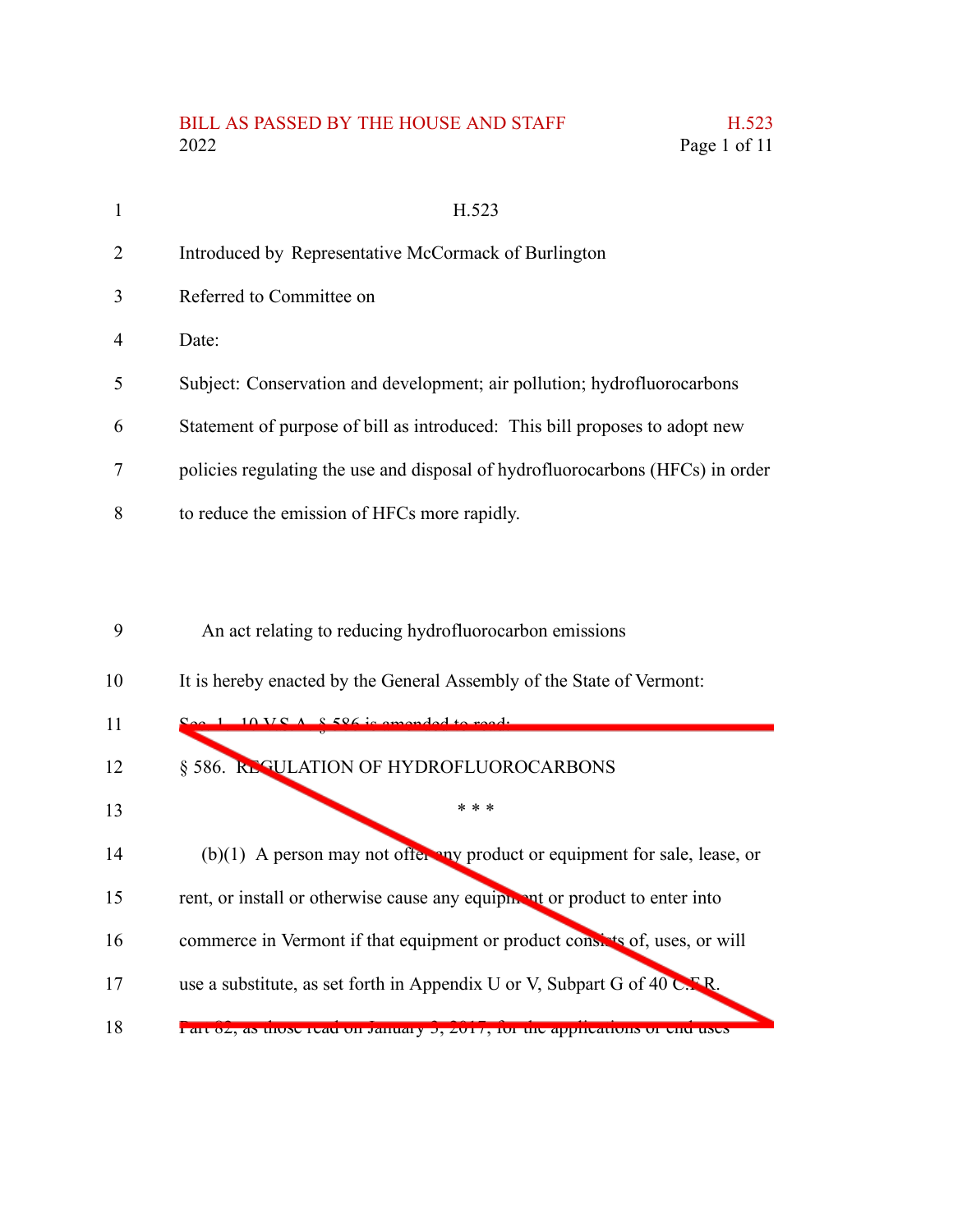H.523

Introduced by Representative McCormack of Burlington

Referred to Committee on

Date:

Subject: Conservation and development; air pollution; hydrofluorocarbons

Statement of purpose of bill as introduced: This bill proposes to adopt new policies regulating the use and disposal of hydrofluorocarbons (HFCs) in order to reduce the emission of HFCs more rapidly.

An act relating to reducing hydrofluorocarbon emissions

It is hereby enacted by the General Assembly of the State of Vermont:

~~Sec. 1. 10 V.S.A. § 586 is amended to read:~~

~~§ 586. REGULATION OF HYDROFLUOROCARBONS~~

~~* * *~~

~~(b)(1) A person may not offer any product or equipment for sale, lease, or rent, or install or otherwise cause any equipment or product to enter into commerce in Vermont if that equipment or product consists of, uses, or will use a substitute, as set forth in Appendix U or V, Subpart G of 40 C.F.R. Part 82, as those read on January 3, 2017, for the applications or end uses~~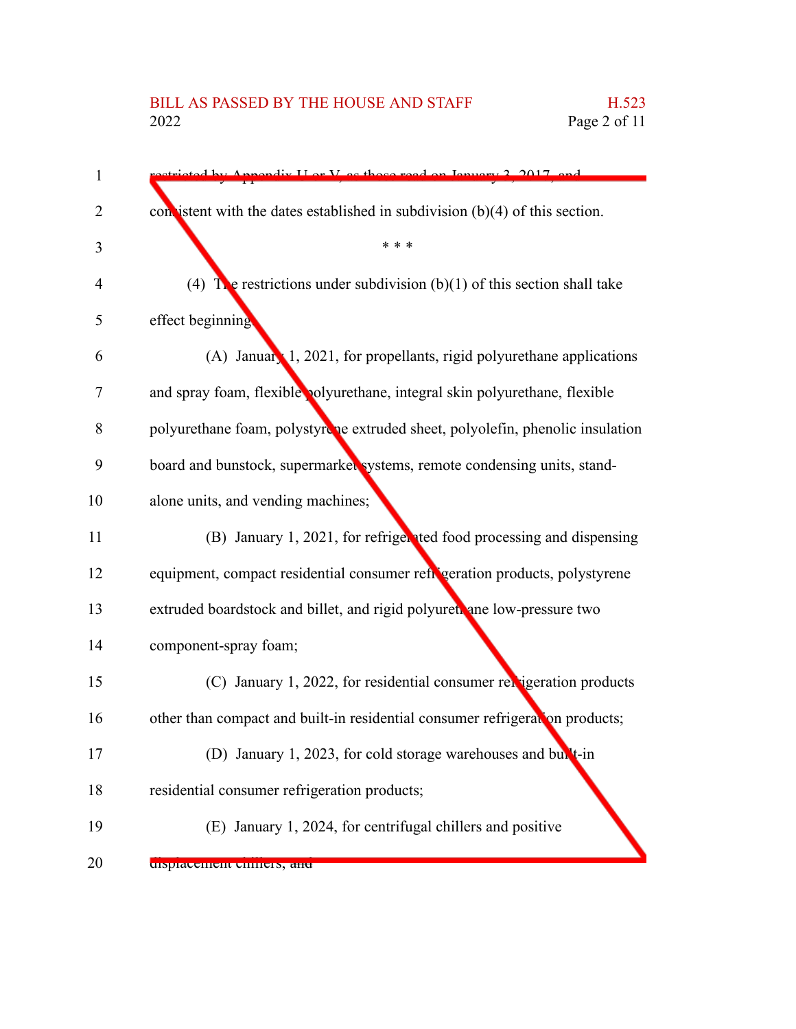restricted by Appendix U or V, as those read on January 3, 2017, and consistent with the dates established in subdivision (b)(4) of this section.

\* \* \*

(4) The restrictions under subdivision (b)(1) of this section shall take effect beginning:

(A) January 1, 2021, for propellants, rigid polyurethane applications and spray foam, flexible polyurethane, integral skin polyurethane, flexible polyurethane foam, polystyrene extruded sheet, polyolefin, phenolic insulation board and bunstock, supermarket systems, remote condensing units, stand-alone units, and vending machines;

(B) January 1, 2021, for refrigerated food processing and dispensing equipment, compact residential consumer refrigeration products, polystyrene extruded boardstock and billet, and rigid polyurethane low-pressure two component-spray foam;

(C) January 1, 2022, for residential consumer refrigeration products other than compact and built-in residential consumer refrigeration products;

(D) January 1, 2023, for cold storage warehouses and built-in residential consumer refrigeration products;

(E) January 1, 2024, for centrifugal chillers and positive displacement chillers; and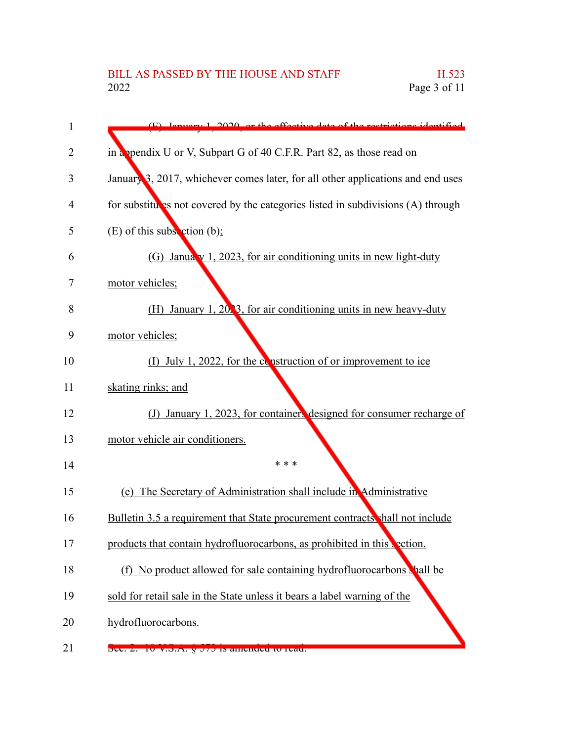(F) January 1, 2020, or the effective date of the restrictions identified in appendix U or V, Subpart G of 40 C.F.R. Part 82, as those read on January 3, 2017, whichever comes later, for all other applications and end uses for substitutes not covered by the categories listed in subdivisions (A) through (E) of this subsection (b);

(G) January 1, 2023, for air conditioning units in new light-duty motor vehicles;

(H) January 1, 2023, for air conditioning units in new heavy-duty motor vehicles;

(I) July 1, 2022, for the construction of or improvement to ice skating rinks; and

(J) January 1, 2023, for containers designed for consumer recharge of motor vehicle air conditioners.

\* \* \*

(e) The Secretary of Administration shall include in Administrative Bulletin 3.5 a requirement that State procurement contracts shall not include products that contain hydrofluorocarbons, as prohibited in this section.

(f) No product allowed for sale containing hydrofluorocarbons shall be sold for retail sale in the State unless it bears a label warning of the hydrofluorocarbons.

Sec. 2. 10 V.S.A. § 573 is amended to read: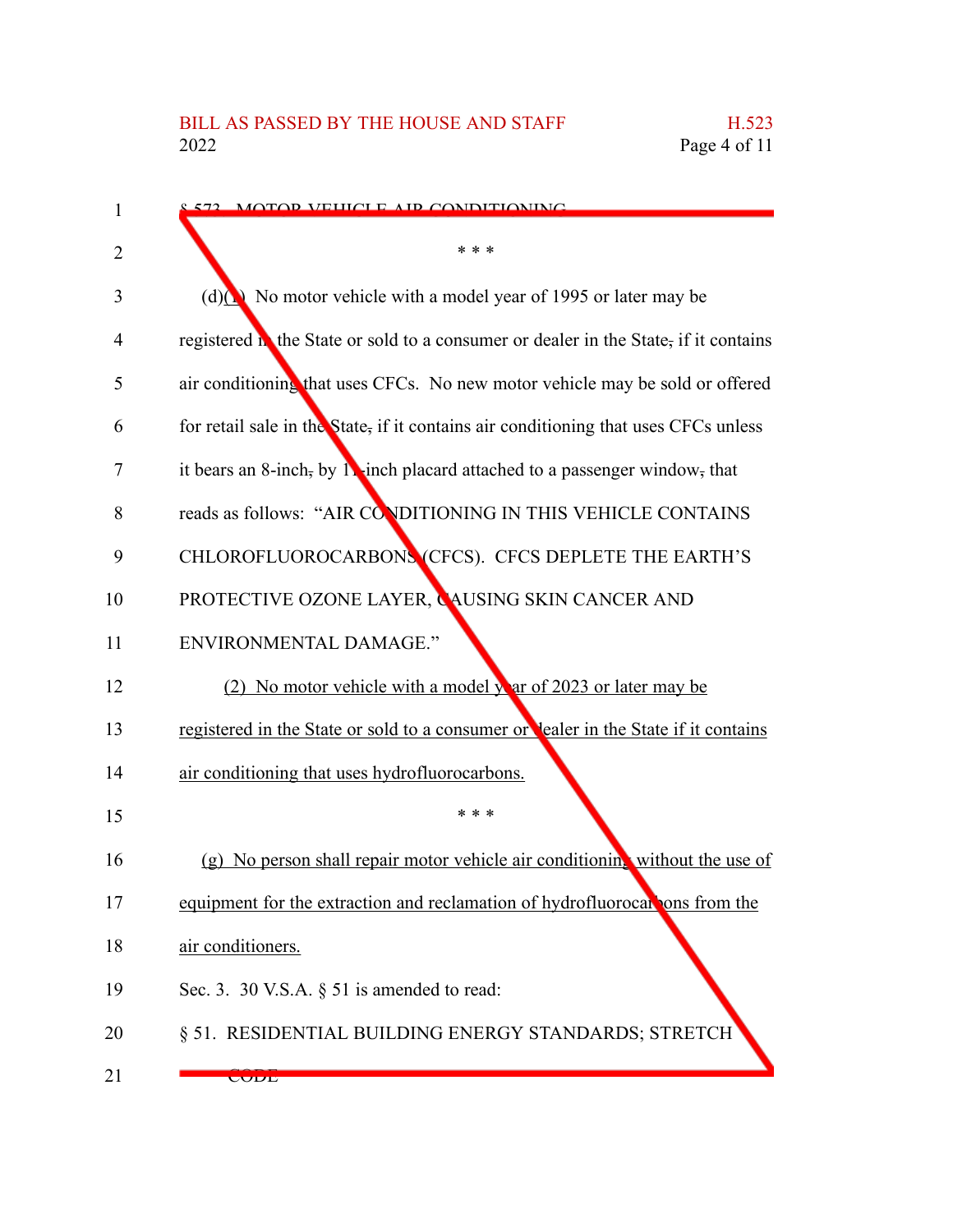§ 573. MOTOR VEHICLE AIR CONDITIONING

\* \* \*

(d)(1) No motor vehicle with a model year of 1995 or later may be registered in the State or sold to a consumer or dealer in the State, if it contains air conditioning that uses CFCs. No new motor vehicle may be sold or offered for retail sale in the State, if it contains air conditioning that uses CFCs unless it bears an 8-inch, by 11-inch placard attached to a passenger window, that reads as follows: "AIR CONDITIONING IN THIS VEHICLE CONTAINS CHLOROFLUOROCARBONS (CFCS). CFCS DEPLETE THE EARTH'S PROTECTIVE OZONE LAYER, CAUSING SKIN CANCER AND ENVIRONMENTAL DAMAGE."

(2) No motor vehicle with a model year of 2023 or later may be registered in the State or sold to a consumer or dealer in the State if it contains air conditioning that uses hydrofluorocarbons.

\* \* \*

(g) No person shall repair motor vehicle air conditioning without the use of equipment for the extraction and reclamation of hydrofluorocarbons from the air conditioners.

Sec. 3. 30 V.S.A. § 51 is amended to read:

§ 51. RESIDENTIAL BUILDING ENERGY STANDARDS; STRETCH CODE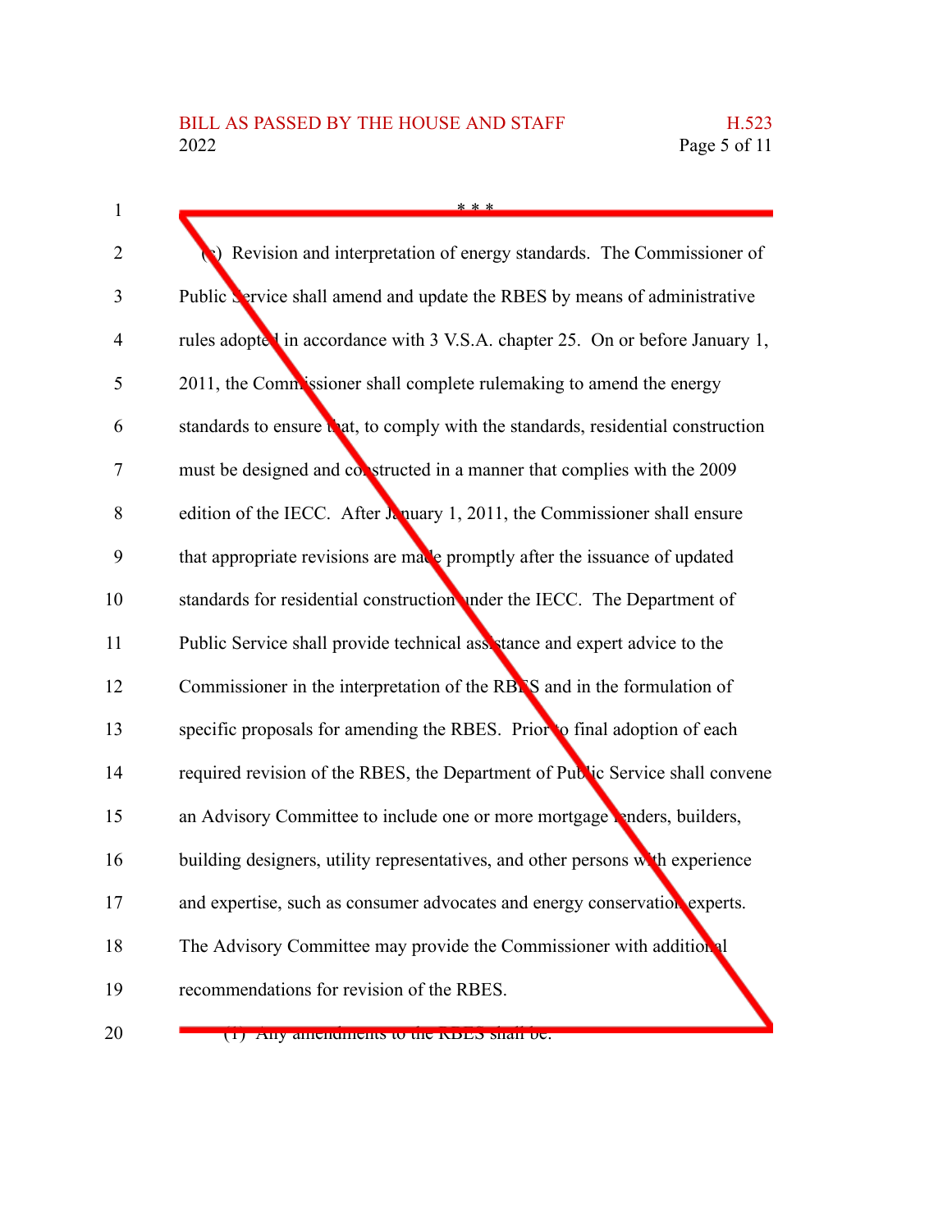\* \* \*

(c) Revision and interpretation of energy standards. The Commissioner of Public Service shall amend and update the RBES by means of administrative rules adopted in accordance with 3 V.S.A. chapter 25. On or before January 1, 2011, the Commissioner shall complete rulemaking to amend the energy standards to ensure that, to comply with the standards, residential construction must be designed and constructed in a manner that complies with the 2009 edition of the IECC. After January 1, 2011, the Commissioner shall ensure that appropriate revisions are made promptly after the issuance of updated standards for residential construction under the IECC. The Department of Public Service shall provide technical assistance and expert advice to the Commissioner in the interpretation of the RBES and in the formulation of specific proposals for amending the RBES. Prior to final adoption of each required revision of the RBES, the Department of Public Service shall convene an Advisory Committee to include one or more mortgage lenders, builders, building designers, utility representatives, and other persons with experience and expertise, such as consumer advocates and energy conservation experts. The Advisory Committee may provide the Commissioner with additional recommendations for revision of the RBES.

(1) Any amendments to the RBES shall be: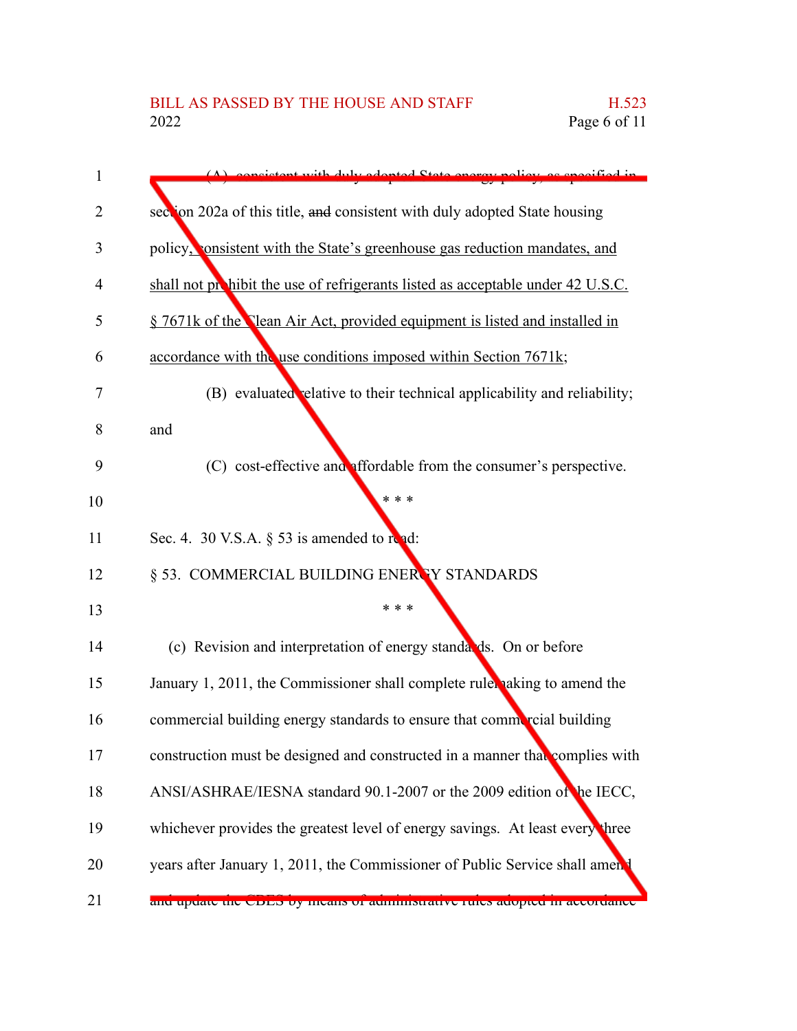(A) consistent with duly adopted State energy policy, as specified in section 202a of this title, ~~and~~ consistent with duly adopted State housing policy, consistent with the State's greenhouse gas reduction mandates, and shall not prohibit the use of refrigerants listed as acceptable under 42 U.S.C. § 7671k of the Clean Air Act, provided equipment is listed and installed in accordance with the use conditions imposed within Section 7671k;

(B) evaluated relative to their technical applicability and reliability; and

(C) cost-effective and affordable from the consumer's perspective.

\* \* \*

Sec. 4. 30 V.S.A. § 53 is amended to read:

§ 53. COMMERCIAL BUILDING ENERGY STANDARDS

\* \* \*

(c) Revision and interpretation of energy standards. On or before January 1, 2011, the Commissioner shall complete rulemaking to amend the commercial building energy standards to ensure that commercial building construction must be designed and constructed in a manner that complies with ANSI/ASHRAE/IESNA standard 90.1-2007 or the 2009 edition of the IECC, whichever provides the greatest level of energy savings. At least every three years after January 1, 2011, the Commissioner of Public Service shall amend and update the CBES by means of administrative rules adopted in accordance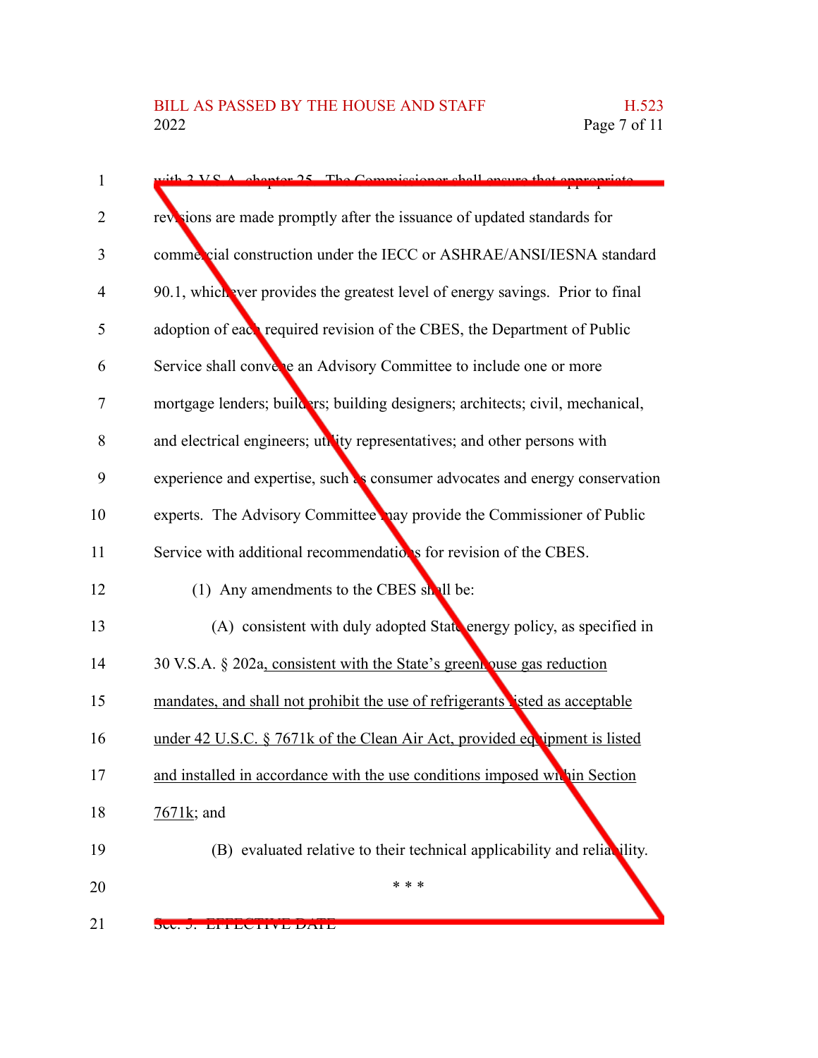with 3 V.S.A. chapter 25. The Commissioner shall ensure that appropriate revisions are made promptly after the issuance of updated standards for commercial construction under the IECC or ASHRAE/ANSI/IESNA standard 90.1, whichever provides the greatest level of energy savings. Prior to final adoption of each required revision of the CBES, the Department of Public Service shall convene an Advisory Committee to include one or more mortgage lenders; builders; building designers; architects; civil, mechanical, and electrical engineers; utility representatives; and other persons with experience and expertise, such as consumer advocates and energy conservation experts. The Advisory Committee may provide the Commissioner of Public Service with additional recommendations for revision of the CBES.

(1) Any amendments to the CBES shall be:

(A) consistent with duly adopted State energy policy, as specified in 30 V.S.A. § 202a, consistent with the State's greenhouse gas reduction mandates, and shall not prohibit the use of refrigerants listed as acceptable under 42 U.S.C. § 7671k of the Clean Air Act, provided equipment is listed and installed in accordance with the use conditions imposed within Section 7671k; and

(B) evaluated relative to their technical applicability and reliability.

\* \* \*

Sec. 5. EFFECTIVE DATE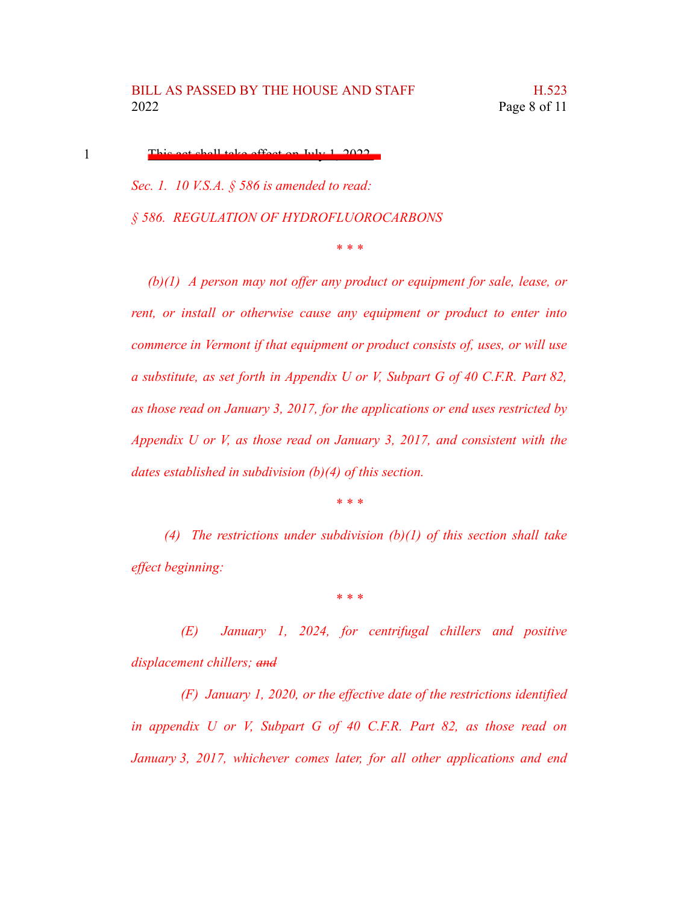~~This act shall take effect on July 1, 2022.~~

*Sec. 1. 10 V.S.A. § 586 is amended to read:*

*§ 586. REGULATION OF HYDROFLUOROCARBONS*

\* \* \*

*(b)(1) A person may not offer any product or equipment for sale, lease, or rent, or install or otherwise cause any equipment or product to enter into commerce in Vermont if that equipment or product consists of, uses, or will use a substitute, as set forth in Appendix U or V, Subpart G of 40 C.F.R. Part 82, as those read on January 3, 2017, for the applications or end uses restricted by Appendix U or V, as those read on January 3, 2017, and consistent with the dates established in subdivision (b)(4) of this section.*

\* \* \*

*(4) The restrictions under subdivision (b)(1) of this section shall take effect beginning:*

\* \* \*

*(E) January 1, 2024, for centrifugal chillers and positive displacement chillers; ~~and~~*

*(F) January 1, 2020, or the effective date of the restrictions identified in appendix U or V, Subpart G of 40 C.F.R. Part 82, as those read on January 3, 2017, whichever comes later, for all other applications and end*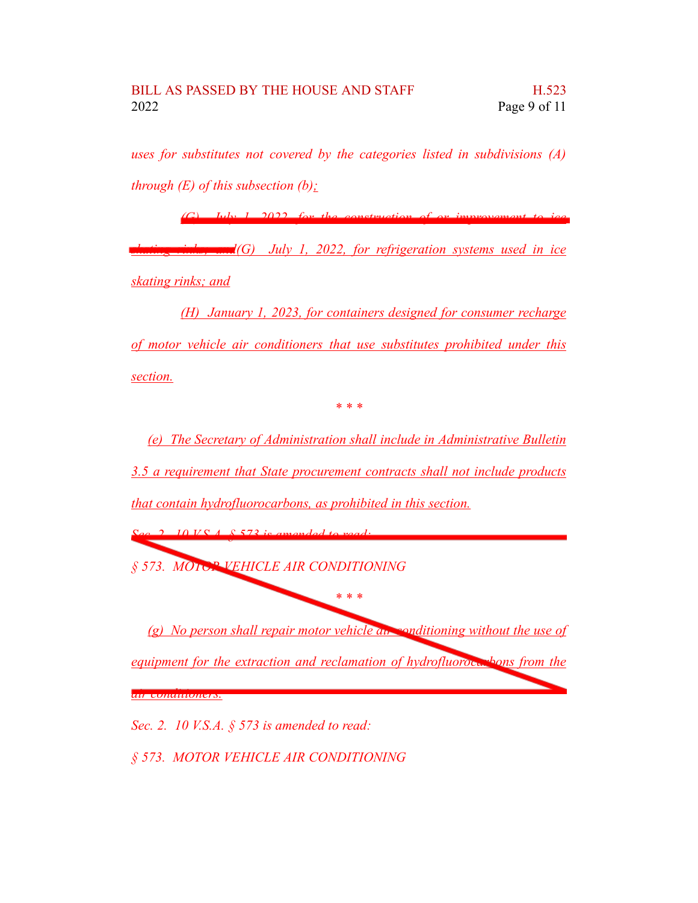*uses for substitutes not covered by the categories listed in subdivisions (A) through (E) of this subsection (b);*

~~*(G) July 1, 2022, for the construction of or improvement to ice skating rinks; and*~~*(G) July 1, 2022, for refrigeration systems used in ice skating rinks; and*

*(H) January 1, 2023, for containers designed for consumer recharge of motor vehicle air conditioners that use substitutes prohibited under this section.*

\* \* \*

*(e) The Secretary of Administration shall include in Administrative Bulletin 3.5 a requirement that State procurement contracts shall not include products that contain hydrofluorocarbons, as prohibited in this section.*

~~*Sec. 2. 10 V.S.A. § 573 is amended to read:*~~

~~*§ 573. MOTOR VEHICLE AIR CONDITIONING*~~

~~\* \* \*~~

~~*(g) No person shall repair motor vehicle air conditioning without the use of equipment for the extraction and reclamation of hydrofluorocarbons from the air conditioners.*~~

*Sec. 2. 10 V.S.A. § 573 is amended to read:*

*§ 573. MOTOR VEHICLE AIR CONDITIONING*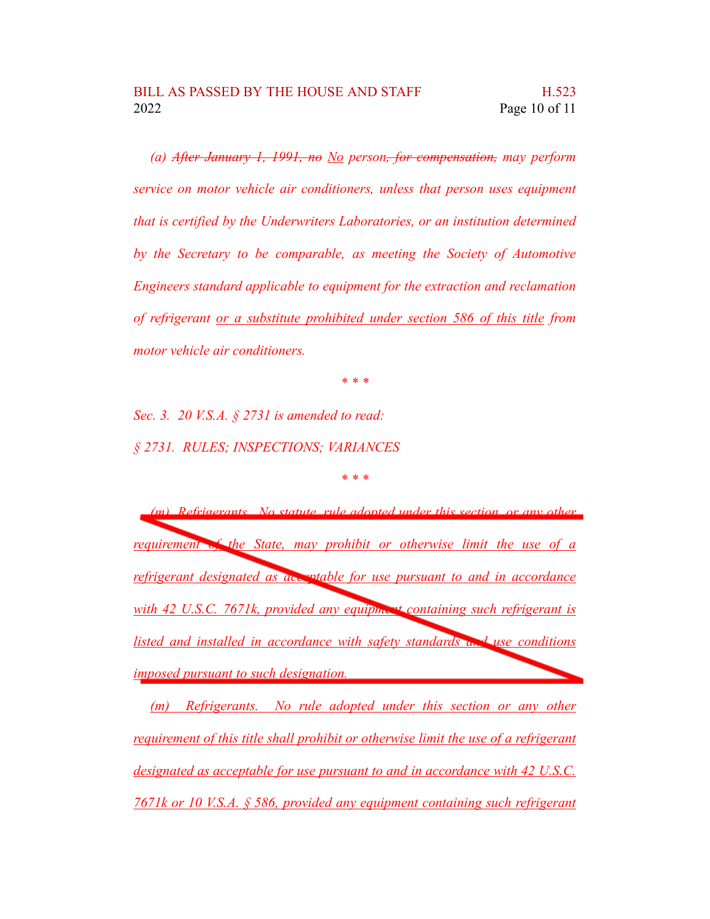*(a) ~~After January 1, 1991, no~~ No person~~, for compensation,~~ may perform service on motor vehicle air conditioners, unless that person uses equipment that is certified by the Underwriters Laboratories, or an institution determined by the Secretary to be comparable, as meeting the Society of Automotive Engineers standard applicable to equipment for the extraction and reclamation of refrigerant or a substitute prohibited under section 586 of this title from motor vehicle air conditioners.*

\* \* \*

*Sec. 3. 20 V.S.A. § 2731 is amended to read:*

*§ 2731. RULES; INSPECTIONS; VARIANCES*

\* \* \*

~~*(m) Refrigerants. No statute, rule adopted under this section, or any other requirement of the State, may prohibit or otherwise limit the use of a refrigerant designated as acceptable for use pursuant to and in accordance with 42 U.S.C. 7671k, provided any equipment containing such refrigerant is listed and installed in accordance with safety standards and use conditions imposed pursuant to such designation.*~~

*(m) Refrigerants. No rule adopted under this section or any other requirement of this title shall prohibit or otherwise limit the use of a refrigerant designated as acceptable for use pursuant to and in accordance with 42 U.S.C. 7671k or 10 V.S.A. § 586, provided any equipment containing such refrigerant*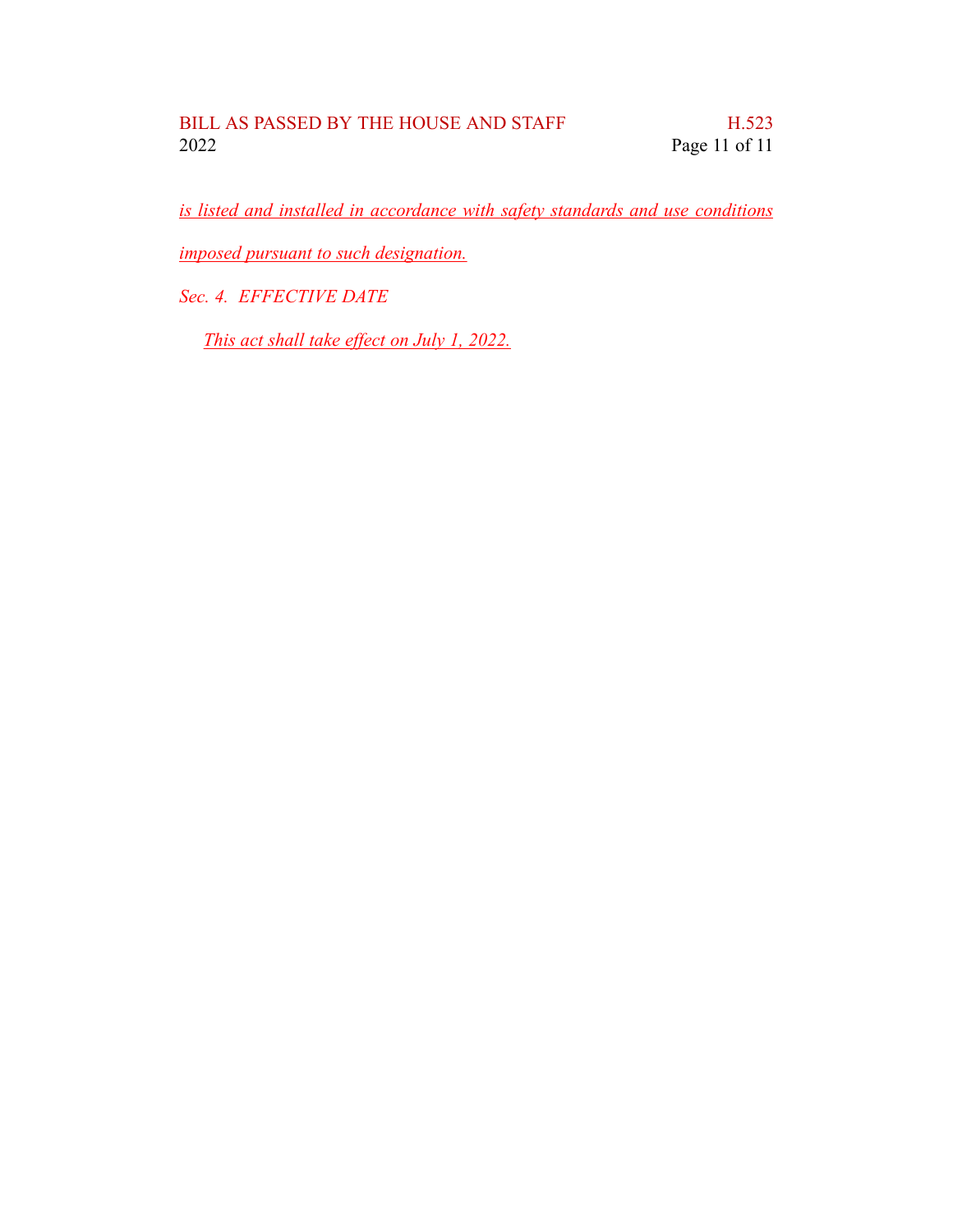*is listed and installed in accordance with safety standards and use conditions imposed pursuant to such designation.*

*Sec. 4. EFFECTIVE DATE*

*This act shall take effect on July 1, 2022.*